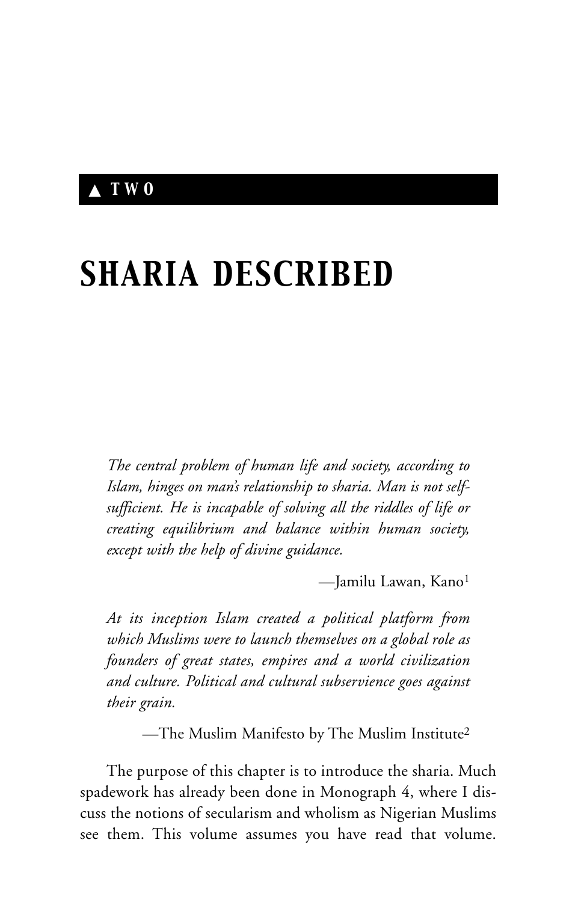▲ TWO

# SHARIA DESCRIBED

> *The central problem of human life and society, according to Islam, hinges on man's relationship to sharia. Man is not self-sufficient. He is incapable of solving all the riddles of life or creating equilibrium and balance within human society, except with the help of divine guidance.*
>
> —Jamilu Lawan, Kano[1]

> *At its inception Islam created a political platform from which Muslims were to launch themselves on a global role as founders of great states, empires and a world civilization and culture. Political and cultural subservience goes against their grain.*
>
> —The Muslim Manifesto by The Muslim Institute[2]

The purpose of this chapter is to introduce the sharia. Much spadework has already been done in Monograph 4, where I discuss the notions of secularism and wholism as Nigerian Muslims see them. This volume assumes you have read that volume.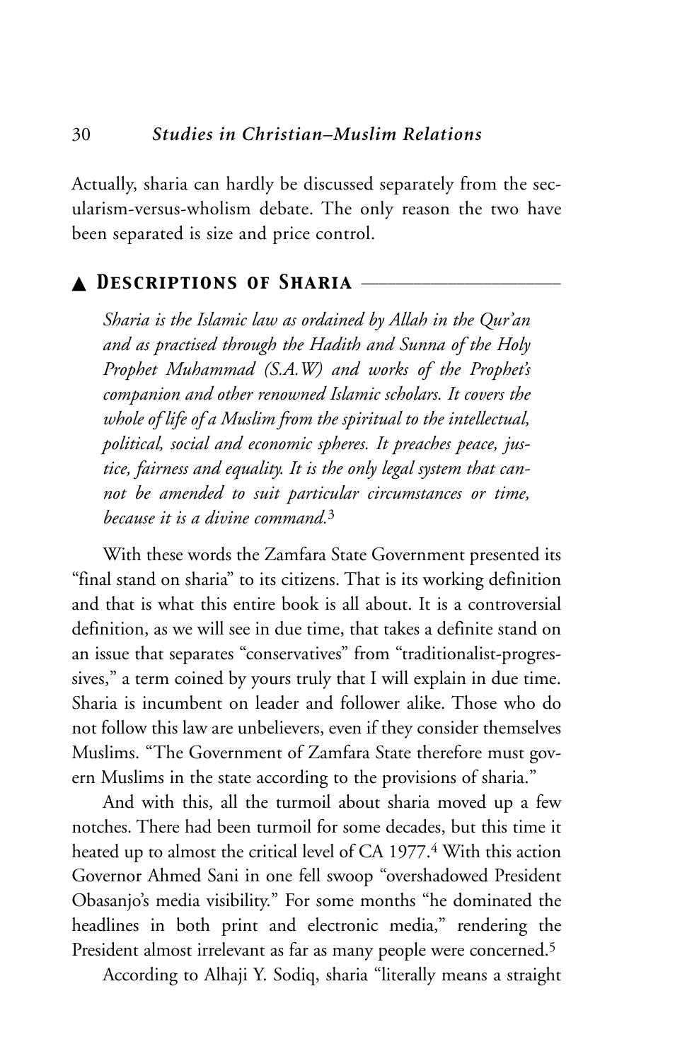Actually, sharia can hardly be discussed separately from the secularism-versus-wholism debate. The only reason the two have been separated is size and price control.

## ▲ Descriptions of Sharia

*Sharia is the Islamic law as ordained by Allah in the Qur'an and as practised through the Hadith and Sunna of the Holy Prophet Muhammad (S.A.W) and works of the Prophet's companion and other renowned Islamic scholars. It covers the whole of life of a Muslim from the spiritual to the intellectual, political, social and economic spheres. It preaches peace, justice, fairness and equality. It is the only legal system that cannot be amended to suit particular circumstances or time, because it is a divine command.*[3]

With these words the Zamfara State Government presented its "final stand on sharia" to its citizens. That is its working definition and that is what this entire book is all about. It is a controversial definition, as we will see in due time, that takes a definite stand on an issue that separates "conservatives" from "traditionalist-progressives," a term coined by yours truly that I will explain in due time. Sharia is incumbent on leader and follower alike. Those who do not follow this law are unbelievers, even if they consider themselves Muslims. "The Government of Zamfara State therefore must govern Muslims in the state according to the provisions of sharia."

And with this, all the turmoil about sharia moved up a few notches. There had been turmoil for some decades, but this time it heated up to almost the critical level of CA 1977.[4] With this action Governor Ahmed Sani in one fell swoop "overshadowed President Obasanjo's media visibility." For some months "he dominated the headlines in both print and electronic media," rendering the President almost irrelevant as far as many people were concerned.[5]

According to Alhaji Y. Sodiq, sharia "literally means a straight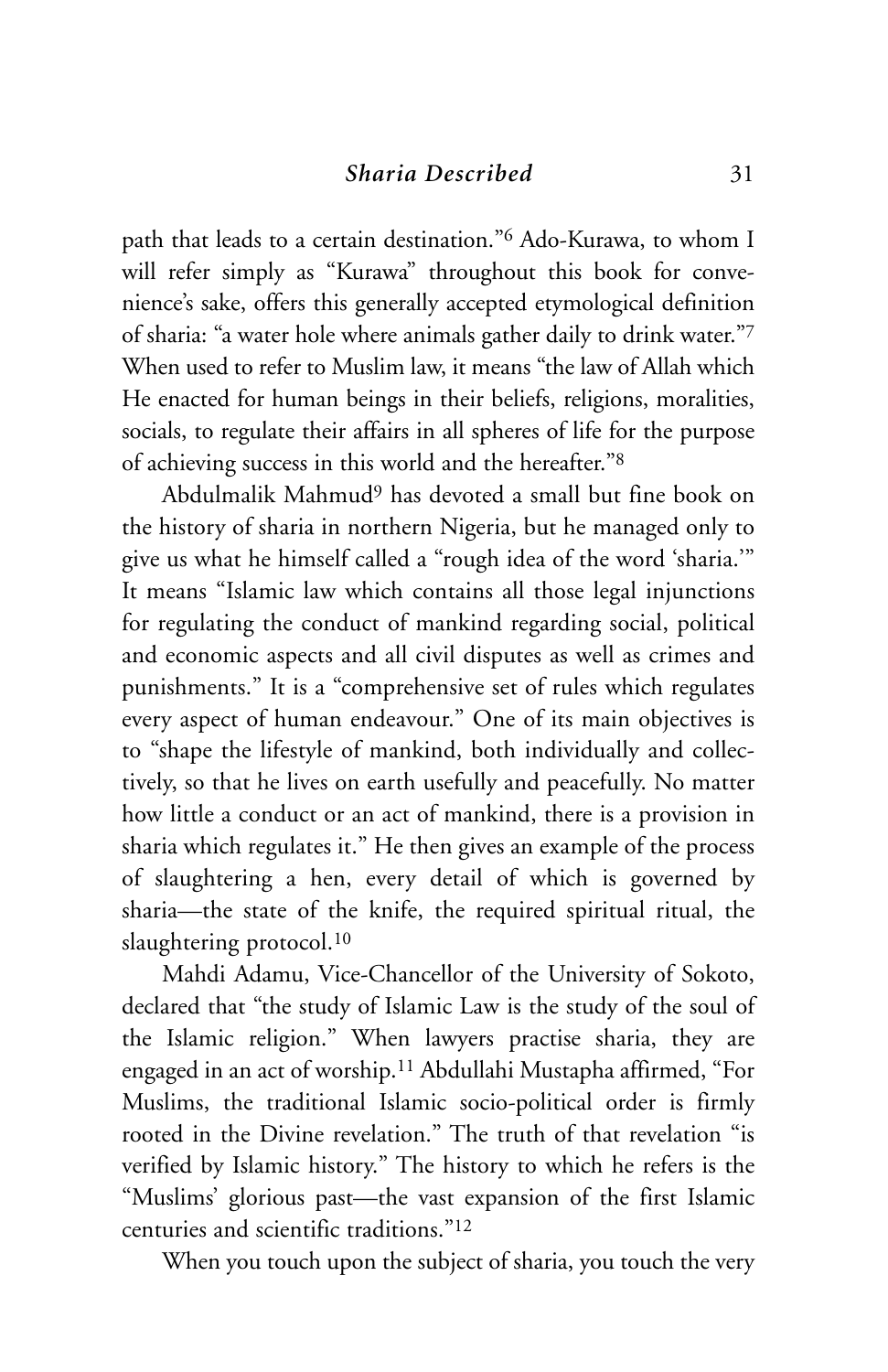path that leads to a certain destination."[6] Ado-Kurawa, to whom I will refer simply as "Kurawa" throughout this book for convenience's sake, offers this generally accepted etymological definition of sharia: "a water hole where animals gather daily to drink water."[7] When used to refer to Muslim law, it means "the law of Allah which He enacted for human beings in their beliefs, religions, moralities, socials, to regulate their affairs in all spheres of life for the purpose of achieving success in this world and the hereafter."[8]

Abdulmalik Mahmud[9] has devoted a small but fine book on the history of sharia in northern Nigeria, but he managed only to give us what he himself called a "rough idea of the word 'sharia.'" It means "Islamic law which contains all those legal injunctions for regulating the conduct of mankind regarding social, political and economic aspects and all civil disputes as well as crimes and punishments." It is a "comprehensive set of rules which regulates every aspect of human endeavour." One of its main objectives is to "shape the lifestyle of mankind, both individually and collectively, so that he lives on earth usefully and peacefully. No matter how little a conduct or an act of mankind, there is a provision in sharia which regulates it." He then gives an example of the process of slaughtering a hen, every detail of which is governed by sharia—the state of the knife, the required spiritual ritual, the slaughtering protocol.[10]

Mahdi Adamu, Vice-Chancellor of the University of Sokoto, declared that "the study of Islamic Law is the study of the soul of the Islamic religion." When lawyers practise sharia, they are engaged in an act of worship.[11] Abdullahi Mustapha affirmed, "For Muslims, the traditional Islamic socio-political order is firmly rooted in the Divine revelation." The truth of that revelation "is verified by Islamic history." The history to which he refers is the "Muslims' glorious past—the vast expansion of the first Islamic centuries and scientific traditions."[12]

When you touch upon the subject of sharia, you touch the very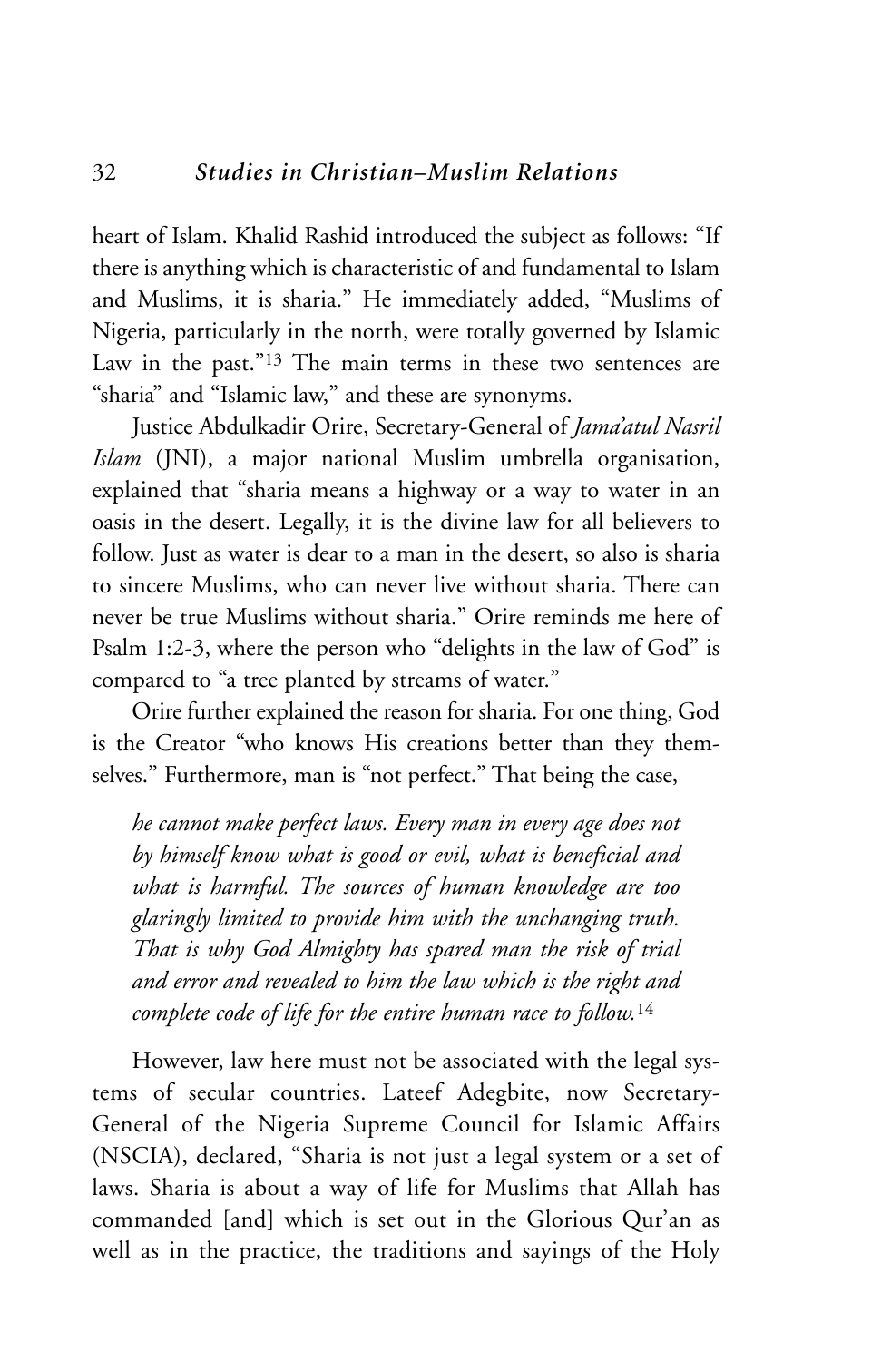heart of Islam. Khalid Rashid introduced the subject as follows: "If there is anything which is characteristic of and fundamental to Islam and Muslims, it is sharia." He immediately added, "Muslims of Nigeria, particularly in the north, were totally governed by Islamic Law in the past."[13] The main terms in these two sentences are "sharia" and "Islamic law," and these are synonyms.

Justice Abdulkadir Orire, Secretary-General of *Jama'atul Nasril Islam* (JNI), a major national Muslim umbrella organisation, explained that "sharia means a highway or a way to water in an oasis in the desert. Legally, it is the divine law for all believers to follow. Just as water is dear to a man in the desert, so also is sharia to sincere Muslims, who can never live without sharia. There can never be true Muslims without sharia." Orire reminds me here of Psalm 1:2-3, where the person who "delights in the law of God" is compared to "a tree planted by streams of water."

Orire further explained the reason for sharia. For one thing, God is the Creator "who knows His creations better than they themselves." Furthermore, man is "not perfect." That being the case,

> *he cannot make perfect laws. Every man in every age does not by himself know what is good or evil, what is beneficial and what is harmful. The sources of human knowledge are too glaringly limited to provide him with the unchanging truth. That is why God Almighty has spared man the risk of trial and error and revealed to him the law which is the right and complete code of life for the entire human race to follow.*[14]

However, law here must not be associated with the legal systems of secular countries. Lateef Adegbite, now Secretary-General of the Nigeria Supreme Council for Islamic Affairs (NSCIA), declared, "Sharia is not just a legal system or a set of laws. Sharia is about a way of life for Muslims that Allah has commanded [and] which is set out in the Glorious Qur'an as well as in the practice, the traditions and sayings of the Holy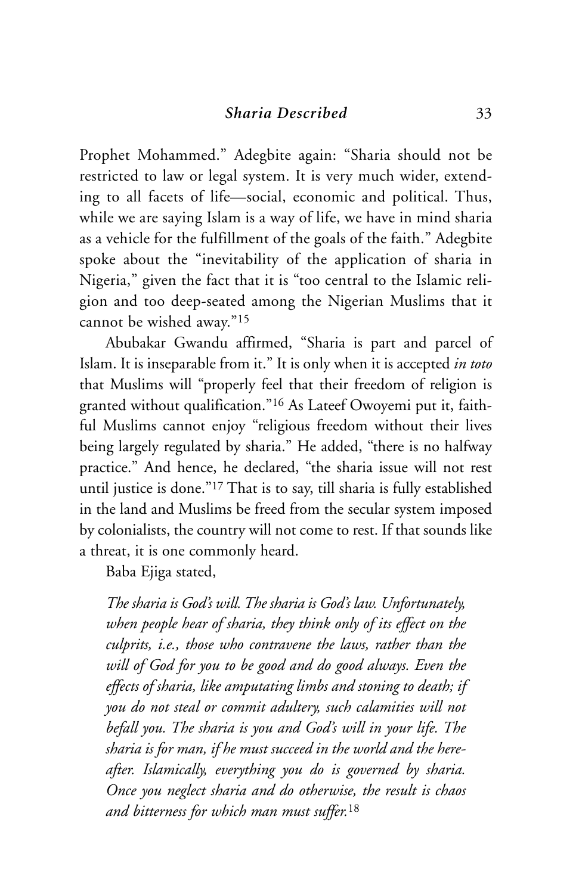Prophet Mohammed." Adegbite again: "Sharia should not be restricted to law or legal system. It is very much wider, extending to all facets of life—social, economic and political. Thus, while we are saying Islam is a way of life, we have in mind sharia as a vehicle for the fulfillment of the goals of the faith." Adegbite spoke about the "inevitability of the application of sharia in Nigeria," given the fact that it is "too central to the Islamic religion and too deep-seated among the Nigerian Muslims that it cannot be wished away."[15]

Abubakar Gwandu affirmed, "Sharia is part and parcel of Islam. It is inseparable from it." It is only when it is accepted *in toto* that Muslims will "properly feel that their freedom of religion is granted without qualification."[16] As Lateef Owoyemi put it, faithful Muslims cannot enjoy "religious freedom without their lives being largely regulated by sharia." He added, "there is no halfway practice." And hence, he declared, "the sharia issue will not rest until justice is done."[17] That is to say, till sharia is fully established in the land and Muslims be freed from the secular system imposed by colonialists, the country will not come to rest. If that sounds like a threat, it is one commonly heard.

Baba Ejiga stated,

> *The sharia is God's will. The sharia is God's law. Unfortunately, when people hear of sharia, they think only of its effect on the culprits, i.e., those who contravene the laws, rather than the will of God for you to be good and do good always. Even the effects of sharia, like amputating limbs and stoning to death; if you do not steal or commit adultery, such calamities will not befall you. The sharia is you and God's will in your life. The sharia is for man, if he must succeed in the world and the hereafter. Islamically, everything you do is governed by sharia. Once you neglect sharia and do otherwise, the result is chaos and bitterness for which man must suffer.*[18]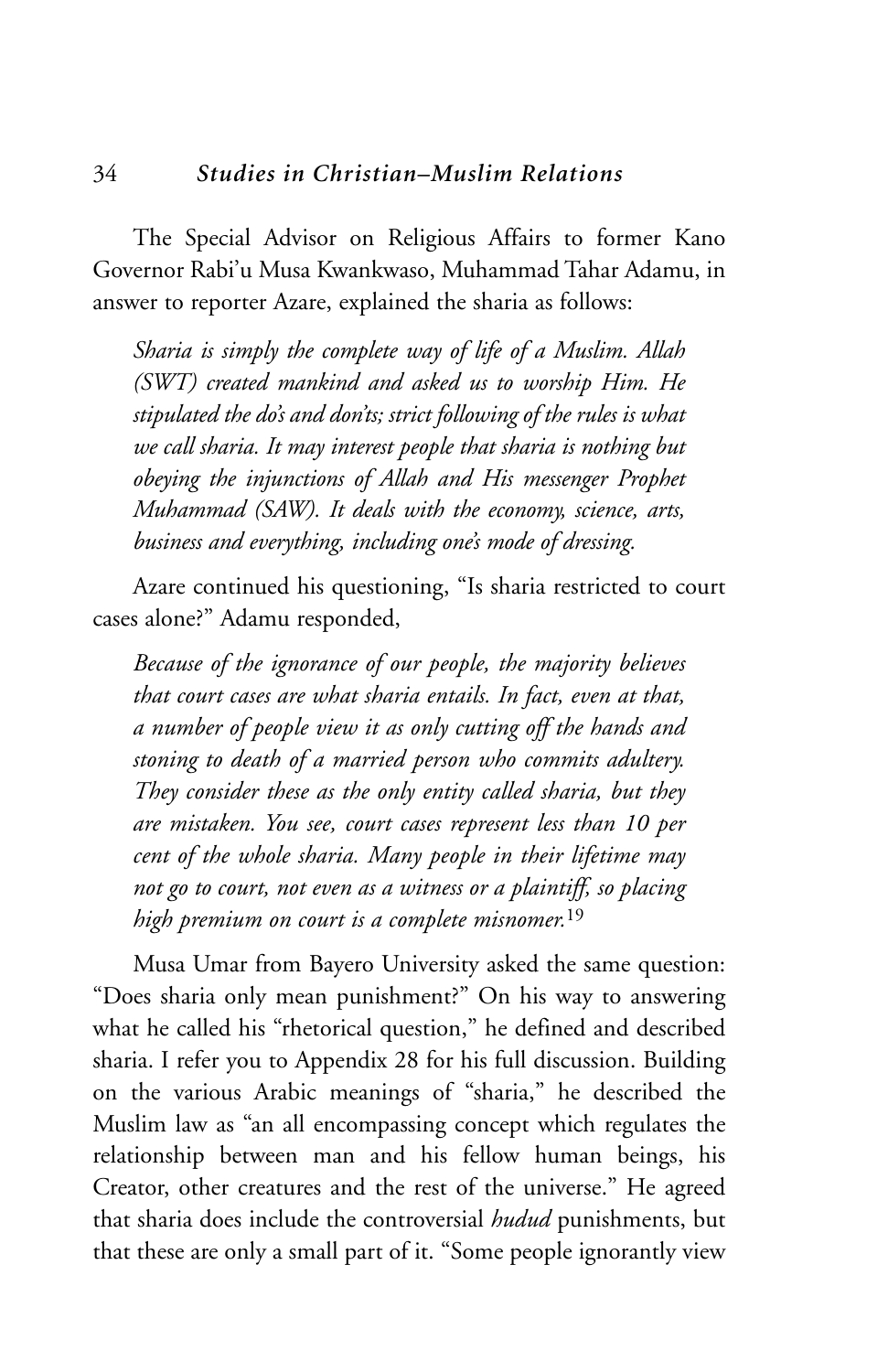The Special Advisor on Religious Affairs to former Kano Governor Rabi'u Musa Kwankwaso, Muhammad Tahar Adamu, in answer to reporter Azare, explained the sharia as follows:

> *Sharia is simply the complete way of life of a Muslim. Allah (SWT) created mankind and asked us to worship Him. He stipulated the do's and don'ts; strict following of the rules is what we call sharia. It may interest people that sharia is nothing but obeying the injunctions of Allah and His messenger Prophet Muhammad (SAW). It deals with the economy, science, arts, business and everything, including one's mode of dressing.*

Azare continued his questioning, "Is sharia restricted to court cases alone?" Adamu responded,

> *Because of the ignorance of our people, the majority believes that court cases are what sharia entails. In fact, even at that, a number of people view it as only cutting off the hands and stoning to death of a married person who commits adultery. They consider these as the only entity called sharia, but they are mistaken. You see, court cases represent less than 10 per cent of the whole sharia. Many people in their lifetime may not go to court, not even as a witness or a plaintiff, so placing high premium on court is a complete misnomer.*[19]

Musa Umar from Bayero University asked the same question: "Does sharia only mean punishment?" On his way to answering what he called his "rhetorical question," he defined and described sharia. I refer you to Appendix 28 for his full discussion. Building on the various Arabic meanings of "sharia," he described the Muslim law as "an all encompassing concept which regulates the relationship between man and his fellow human beings, his Creator, other creatures and the rest of the universe." He agreed that sharia does include the controversial *hudud* punishments, but that these are only a small part of it. "Some people ignorantly view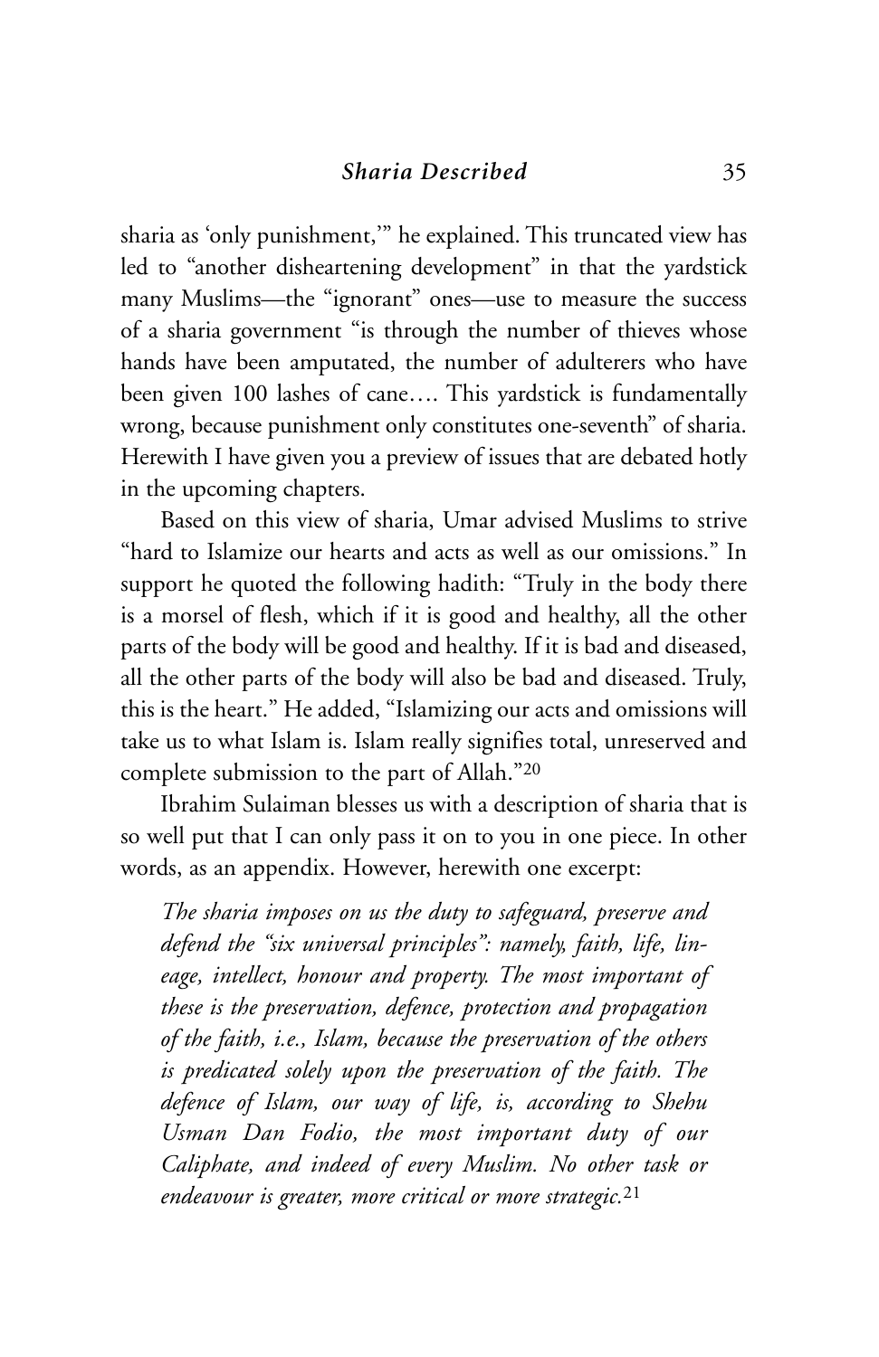sharia as 'only punishment,'" he explained. This truncated view has led to "another disheartening development" in that the yardstick many Muslims—the "ignorant" ones—use to measure the success of a sharia government "is through the number of thieves whose hands have been amputated, the number of adulterers who have been given 100 lashes of cane…. This yardstick is fundamentally wrong, because punishment only constitutes one-seventh" of sharia. Herewith I have given you a preview of issues that are debated hotly in the upcoming chapters.

Based on this view of sharia, Umar advised Muslims to strive "hard to Islamize our hearts and acts as well as our omissions." In support he quoted the following hadith: "Truly in the body there is a morsel of flesh, which if it is good and healthy, all the other parts of the body will be good and healthy. If it is bad and diseased, all the other parts of the body will also be bad and diseased. Truly, this is the heart." He added, "Islamizing our acts and omissions will take us to what Islam is. Islam really signifies total, unreserved and complete submission to the part of Allah."[20]

Ibrahim Sulaiman blesses us with a description of sharia that is so well put that I can only pass it on to you in one piece. In other words, as an appendix. However, herewith one excerpt:

> *The sharia imposes on us the duty to safeguard, preserve and defend the "six universal principles": namely, faith, life, lineage, intellect, honour and property. The most important of these is the preservation, defence, protection and propagation of the faith, i.e., Islam, because the preservation of the others is predicated solely upon the preservation of the faith. The defence of Islam, our way of life, is, according to Shehu Usman Dan Fodio, the most important duty of our Caliphate, and indeed of every Muslim. No other task or endeavour is greater, more critical or more strategic.*[21]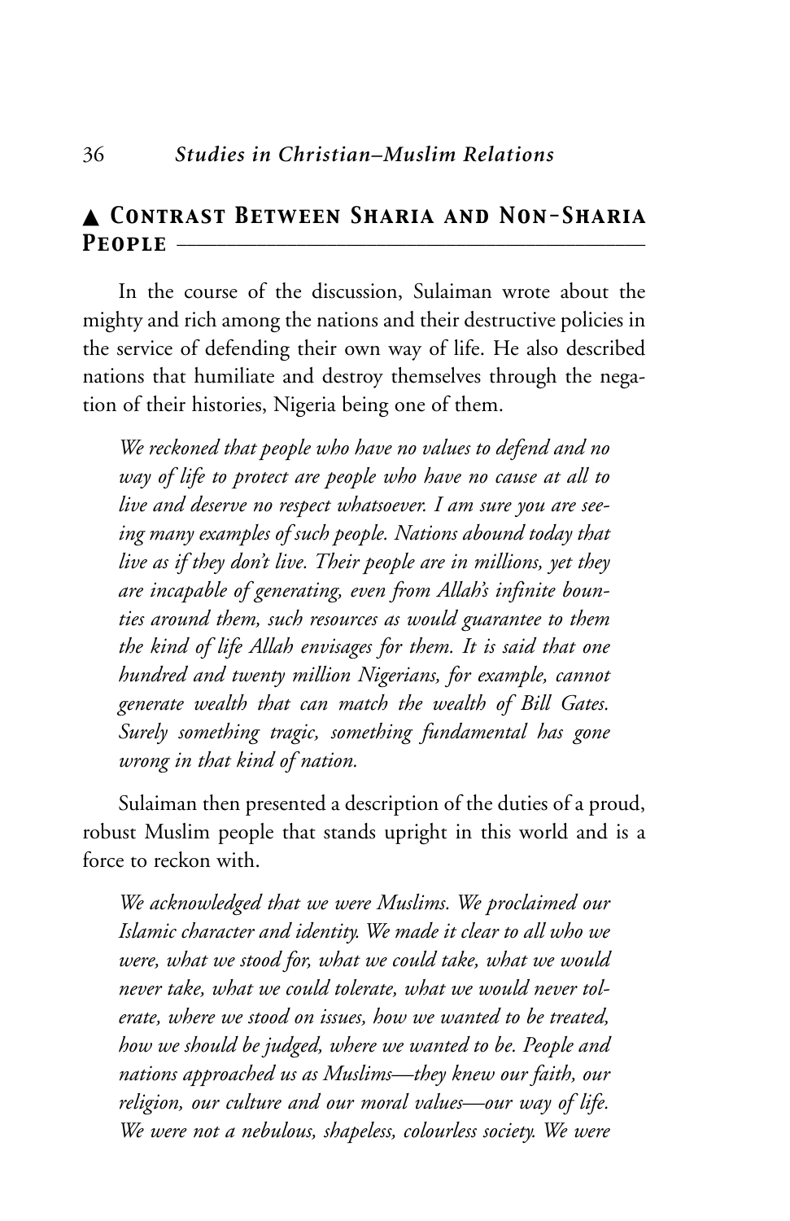## ▲ Contrast Between Sharia and Non-Sharia People

In the course of the discussion, Sulaiman wrote about the mighty and rich among the nations and their destructive policies in the service of defending their own way of life. He also described nations that humiliate and destroy themselves through the negation of their histories, Nigeria being one of them.

> *We reckoned that people who have no values to defend and no way of life to protect are people who have no cause at all to live and deserve no respect whatsoever. I am sure you are seeing many examples of such people. Nations abound today that live as if they don't live. Their people are in millions, yet they are incapable of generating, even from Allah's infinite bounties around them, such resources as would guarantee to them the kind of life Allah envisages for them. It is said that one hundred and twenty million Nigerians, for example, cannot generate wealth that can match the wealth of Bill Gates. Surely something tragic, something fundamental has gone wrong in that kind of nation.*

Sulaiman then presented a description of the duties of a proud, robust Muslim people that stands upright in this world and is a force to reckon with.

> *We acknowledged that we were Muslims. We proclaimed our Islamic character and identity. We made it clear to all who we were, what we stood for, what we could take, what we would never take, what we could tolerate, what we would never tolerate, where we stood on issues, how we wanted to be treated, how we should be judged, where we wanted to be. People and nations approached us as Muslims—they knew our faith, our religion, our culture and our moral values—our way of life. We were not a nebulous, shapeless, colourless society. We were*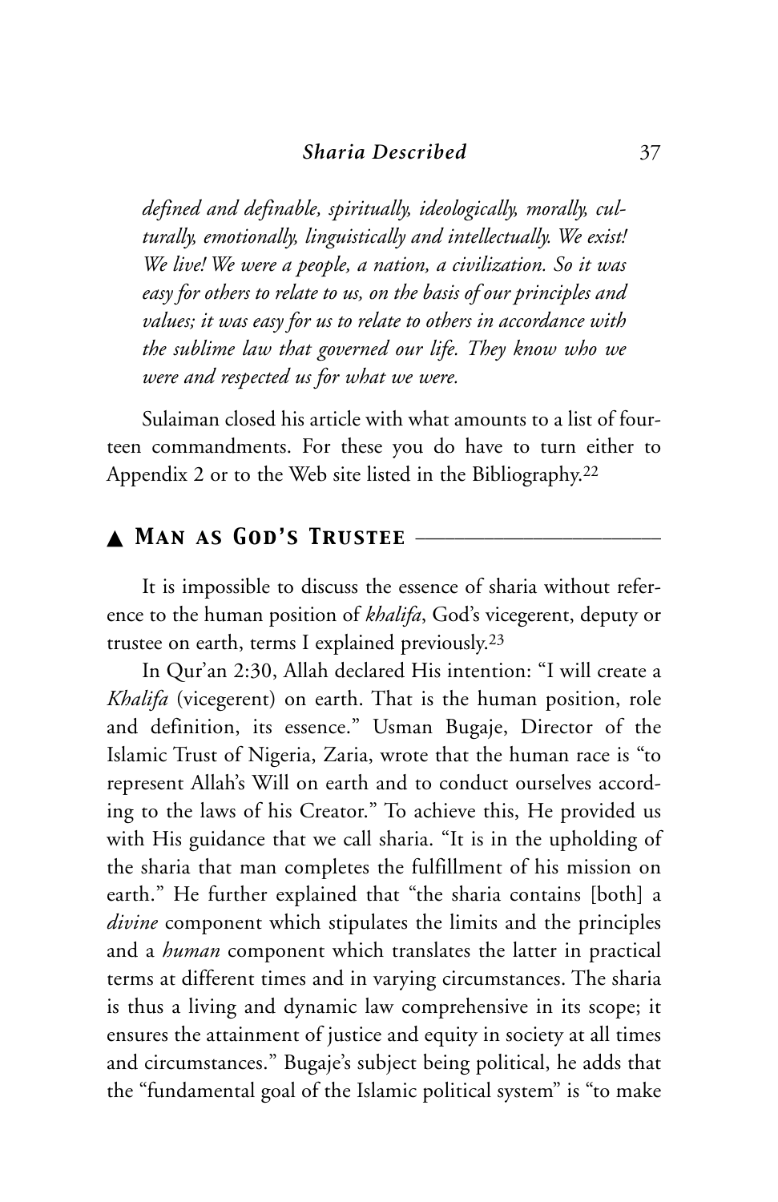*defined and definable, spiritually, ideologically, morally, culturally, emotionally, linguistically and intellectually. We exist! We live! We were a people, a nation, a civilization. So it was easy for others to relate to us, on the basis of our principles and values; it was easy for us to relate to others in accordance with the sublime law that governed our life. They know who we were and respected us for what we were.*

Sulaiman closed his article with what amounts to a list of fourteen commandments. For these you do have to turn either to Appendix 2 or to the Web site listed in the Bibliography.[22]

## ▲ Man as God's Trustee

It is impossible to discuss the essence of sharia without reference to the human position of *khalifa*, God's vicegerent, deputy or trustee on earth, terms I explained previously.[23]

In Qur'an 2:30, Allah declared His intention: "I will create a *Khalifa* (vicegerent) on earth. That is the human position, role and definition, its essence." Usman Bugaje, Director of the Islamic Trust of Nigeria, Zaria, wrote that the human race is "to represent Allah's Will on earth and to conduct ourselves according to the laws of his Creator." To achieve this, He provided us with His guidance that we call sharia. "It is in the upholding of the sharia that man completes the fulfillment of his mission on earth." He further explained that "the sharia contains [both] a *divine* component which stipulates the limits and the principles and a *human* component which translates the latter in practical terms at different times and in varying circumstances. The sharia is thus a living and dynamic law comprehensive in its scope; it ensures the attainment of justice and equity in society at all times and circumstances." Bugaje's subject being political, he adds that the "fundamental goal of the Islamic political system" is "to make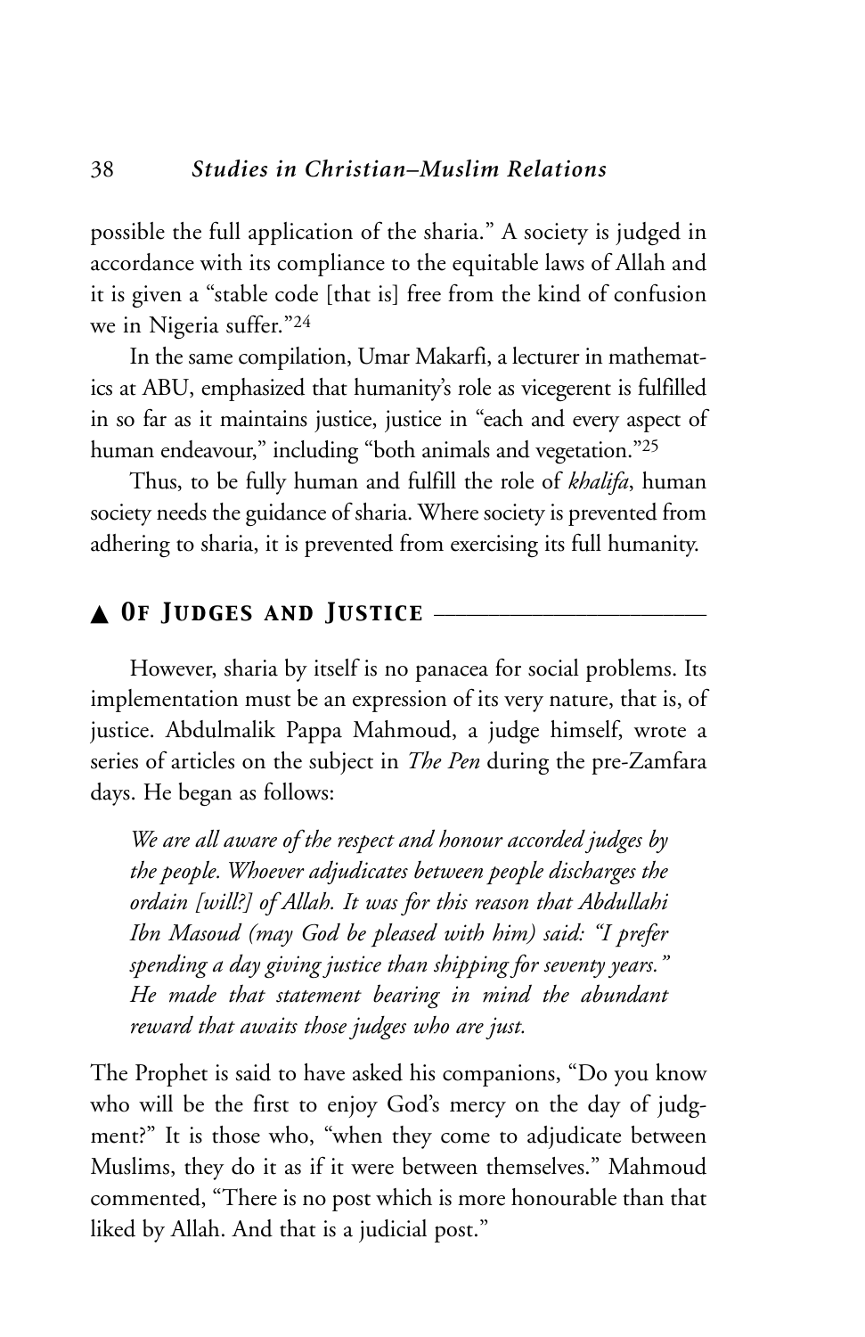possible the full application of the sharia." A society is judged in accordance with its compliance to the equitable laws of Allah and it is given a "stable code [that is] free from the kind of confusion we in Nigeria suffer."[24]

In the same compilation, Umar Makarfi, a lecturer in mathematics at ABU, emphasized that humanity's role as vicegerent is fulfilled in so far as it maintains justice, justice in "each and every aspect of human endeavour," including "both animals and vegetation."[25]

Thus, to be fully human and fulfill the role of *khalifa*, human society needs the guidance of sharia. Where society is prevented from adhering to sharia, it is prevented from exercising its full humanity.

## ▲ *Of Judges and Justice*

However, sharia by itself is no panacea for social problems. Its implementation must be an expression of its very nature, that is, of justice. Abdulmalik Pappa Mahmoud, a judge himself, wrote a series of articles on the subject in *The Pen* during the pre-Zamfara days. He began as follows:

> *We are all aware of the respect and honour accorded judges by the people. Whoever adjudicates between people discharges the ordain [will?] of Allah. It was for this reason that Abdullahi Ibn Masoud (may God be pleased with him) said: "I prefer spending a day giving justice than shipping for seventy years." He made that statement bearing in mind the abundant reward that awaits those judges who are just.*

The Prophet is said to have asked his companions, "Do you know who will be the first to enjoy God's mercy on the day of judgment?" It is those who, "when they come to adjudicate between Muslims, they do it as if it were between themselves." Mahmoud commented, "There is no post which is more honourable than that liked by Allah. And that is a judicial post."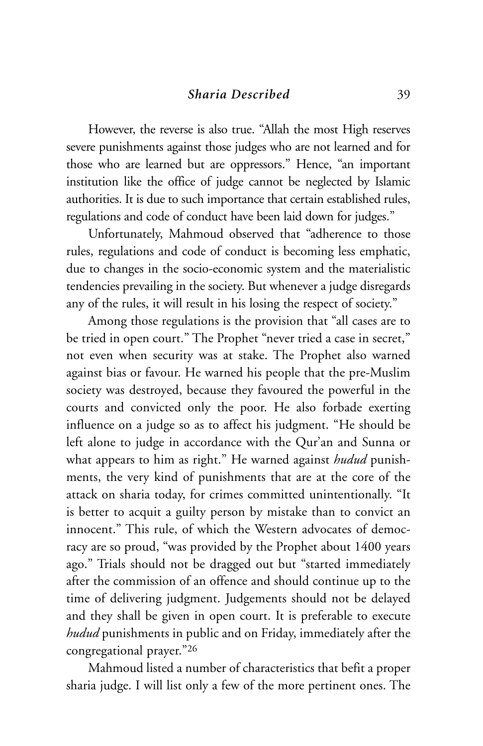However, the reverse is also true. "Allah the most High reserves severe punishments against those judges who are not learned and for those who are learned but are oppressors." Hence, "an important institution like the office of judge cannot be neglected by Islamic authorities. It is due to such importance that certain established rules, regulations and code of conduct have been laid down for judges."

Unfortunately, Mahmoud observed that "adherence to those rules, regulations and code of conduct is becoming less emphatic, due to changes in the socio-economic system and the materialistic tendencies prevailing in the society. But whenever a judge disregards any of the rules, it will result in his losing the respect of society."

Among those regulations is the provision that "all cases are to be tried in open court." The Prophet "never tried a case in secret," not even when security was at stake. The Prophet also warned against bias or favour. He warned his people that the pre-Muslim society was destroyed, because they favoured the powerful in the courts and convicted only the poor. He also forbade exerting influence on a judge so as to affect his judgment. "He should be left alone to judge in accordance with the Qur'an and Sunna or what appears to him as right." He warned against *hudud* punishments, the very kind of punishments that are at the core of the attack on sharia today, for crimes committed unintentionally. "It is better to acquit a guilty person by mistake than to convict an innocent." This rule, of which the Western advocates of democracy are so proud, "was provided by the Prophet about 1400 years ago." Trials should not be dragged out but "started immediately after the commission of an offence and should continue up to the time of delivering judgment. Judgements should not be delayed and they shall be given in open court. It is preferable to execute *hudud* punishments in public and on Friday, immediately after the congregational prayer."[26]

Mahmoud listed a number of characteristics that befit a proper sharia judge. I will list only a few of the more pertinent ones. The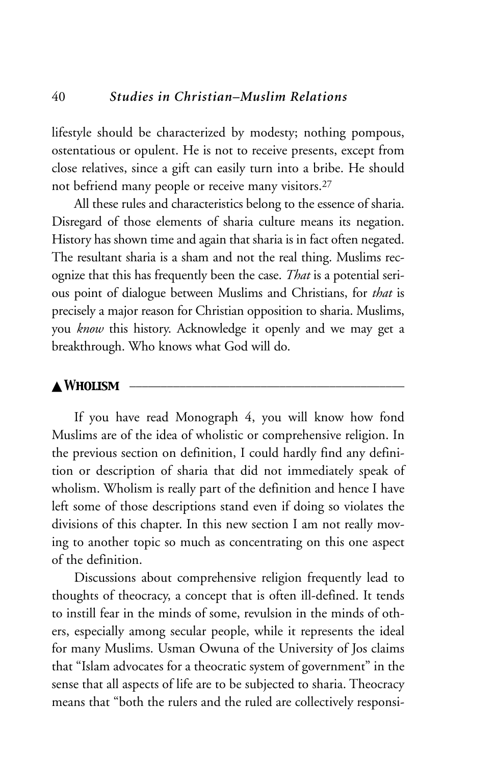lifestyle should be characterized by modesty; nothing pompous, ostentatious or opulent. He is not to receive presents, except from close relatives, since a gift can easily turn into a bribe. He should not befriend many people or receive many visitors.[27]

All these rules and characteristics belong to the essence of sharia. Disregard of those elements of sharia culture means its negation. History has shown time and again that sharia is in fact often negated. The resultant sharia is a sham and not the real thing. Muslims recognize that this has frequently been the case. *That* is a potential serious point of dialogue between Muslims and Christians, for *that* is precisely a major reason for Christian opposition to sharia. Muslims, you *know* this history. Acknowledge it openly and we may get a breakthrough. Who knows what God will do.

## ▲ Wholism

If you have read Monograph 4, you will know how fond Muslims are of the idea of wholistic or comprehensive religion. In the previous section on definition, I could hardly find any definition or description of sharia that did not immediately speak of wholism. Wholism is really part of the definition and hence I have left some of those descriptions stand even if doing so violates the divisions of this chapter. In this new section I am not really moving to another topic so much as concentrating on this one aspect of the definition.

Discussions about comprehensive religion frequently lead to thoughts of theocracy, a concept that is often ill-defined. It tends to instill fear in the minds of some, revulsion in the minds of others, especially among secular people, while it represents the ideal for many Muslims. Usman Owuna of the University of Jos claims that "Islam advocates for a theocratic system of government" in the sense that all aspects of life are to be subjected to sharia. Theocracy means that "both the rulers and the ruled are collectively responsi-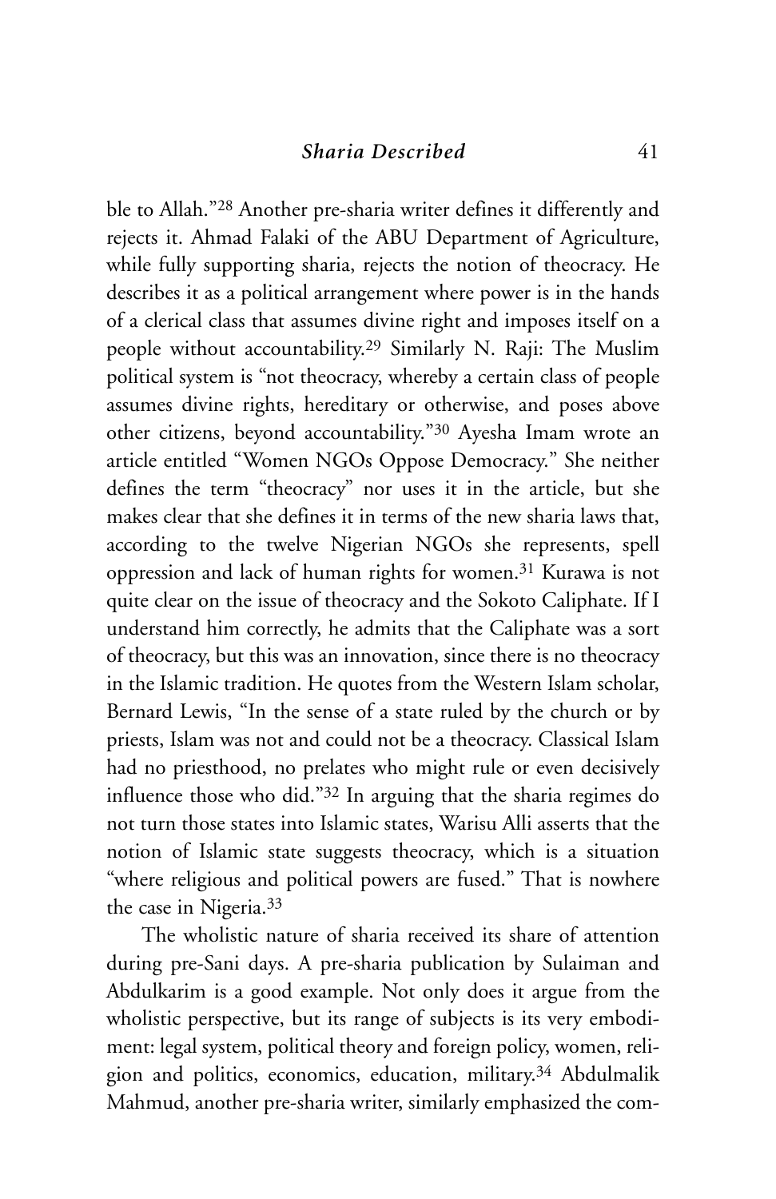ble to Allah."[28] Another pre-sharia writer defines it differently and rejects it. Ahmad Falaki of the ABU Department of Agriculture, while fully supporting sharia, rejects the notion of theocracy. He describes it as a political arrangement where power is in the hands of a clerical class that assumes divine right and imposes itself on a people without accountability.[29] Similarly N. Raji: The Muslim political system is "not theocracy, whereby a certain class of people assumes divine rights, hereditary or otherwise, and poses above other citizens, beyond accountability."[30] Ayesha Imam wrote an article entitled "Women NGOs Oppose Democracy." She neither defines the term "theocracy" nor uses it in the article, but she makes clear that she defines it in terms of the new sharia laws that, according to the twelve Nigerian NGOs she represents, spell oppression and lack of human rights for women.[31] Kurawa is not quite clear on the issue of theocracy and the Sokoto Caliphate. If I understand him correctly, he admits that the Caliphate was a sort of theocracy, but this was an innovation, since there is no theocracy in the Islamic tradition. He quotes from the Western Islam scholar, Bernard Lewis, "In the sense of a state ruled by the church or by priests, Islam was not and could not be a theocracy. Classical Islam had no priesthood, no prelates who might rule or even decisively influence those who did."[32] In arguing that the sharia regimes do not turn those states into Islamic states, Warisu Alli asserts that the notion of Islamic state suggests theocracy, which is a situation "where religious and political powers are fused." That is nowhere the case in Nigeria.[33]

The wholistic nature of sharia received its share of attention during pre-Sani days. A pre-sharia publication by Sulaiman and Abdulkarim is a good example. Not only does it argue from the wholistic perspective, but its range of subjects is its very embodiment: legal system, political theory and foreign policy, women, religion and politics, economics, education, military.[34] Abdulmalik Mahmud, another pre-sharia writer, similarly emphasized the com-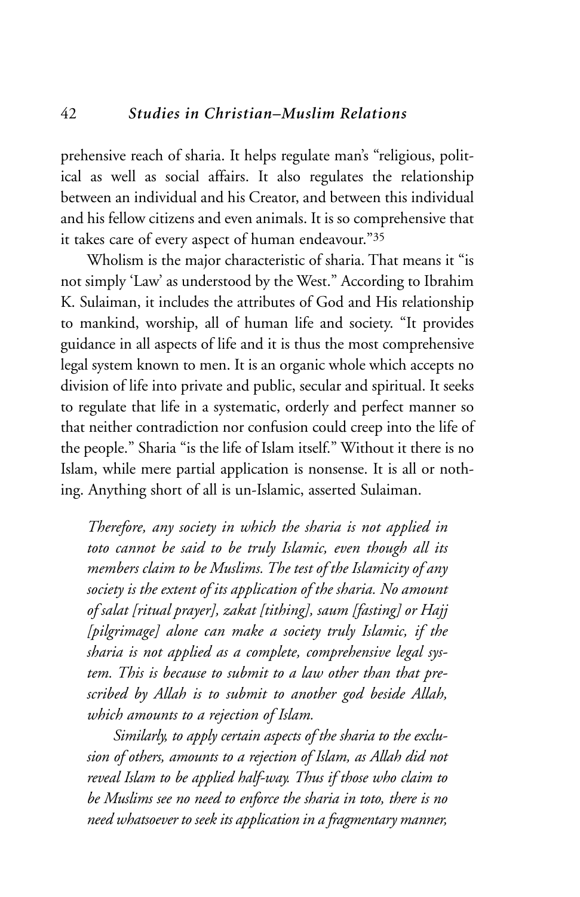prehensive reach of sharia. It helps regulate man's "religious, political as well as social affairs. It also regulates the relationship between an individual and his Creator, and between this individual and his fellow citizens and even animals. It is so comprehensive that it takes care of every aspect of human endeavour."[35]

Wholism is the major characteristic of sharia. That means it "is not simply 'Law' as understood by the West." According to Ibrahim K. Sulaiman, it includes the attributes of God and His relationship to mankind, worship, all of human life and society. "It provides guidance in all aspects of life and it is thus the most comprehensive legal system known to men. It is an organic whole which accepts no division of life into private and public, secular and spiritual. It seeks to regulate that life in a systematic, orderly and perfect manner so that neither contradiction nor confusion could creep into the life of the people." Sharia "is the life of Islam itself." Without it there is no Islam, while mere partial application is nonsense. It is all or nothing. Anything short of all is un-Islamic, asserted Sulaiman.

> *Therefore, any society in which the sharia is not applied in toto cannot be said to be truly Islamic, even though all its members claim to be Muslims. The test of the Islamicity of any society is the extent of its application of the sharia. No amount of salat [ritual prayer], zakat [tithing], saum [fasting] or Hajj [pilgrimage] alone can make a society truly Islamic, if the sharia is not applied as a complete, comprehensive legal system. This is because to submit to a law other than that prescribed by Allah is to submit to another god beside Allah, which amounts to a rejection of Islam.*
>
> *Similarly, to apply certain aspects of the sharia to the exclusion of others, amounts to a rejection of Islam, as Allah did not reveal Islam to be applied half-way. Thus if those who claim to be Muslims see no need to enforce the sharia in toto, there is no need whatsoever to seek its application in a fragmentary manner,*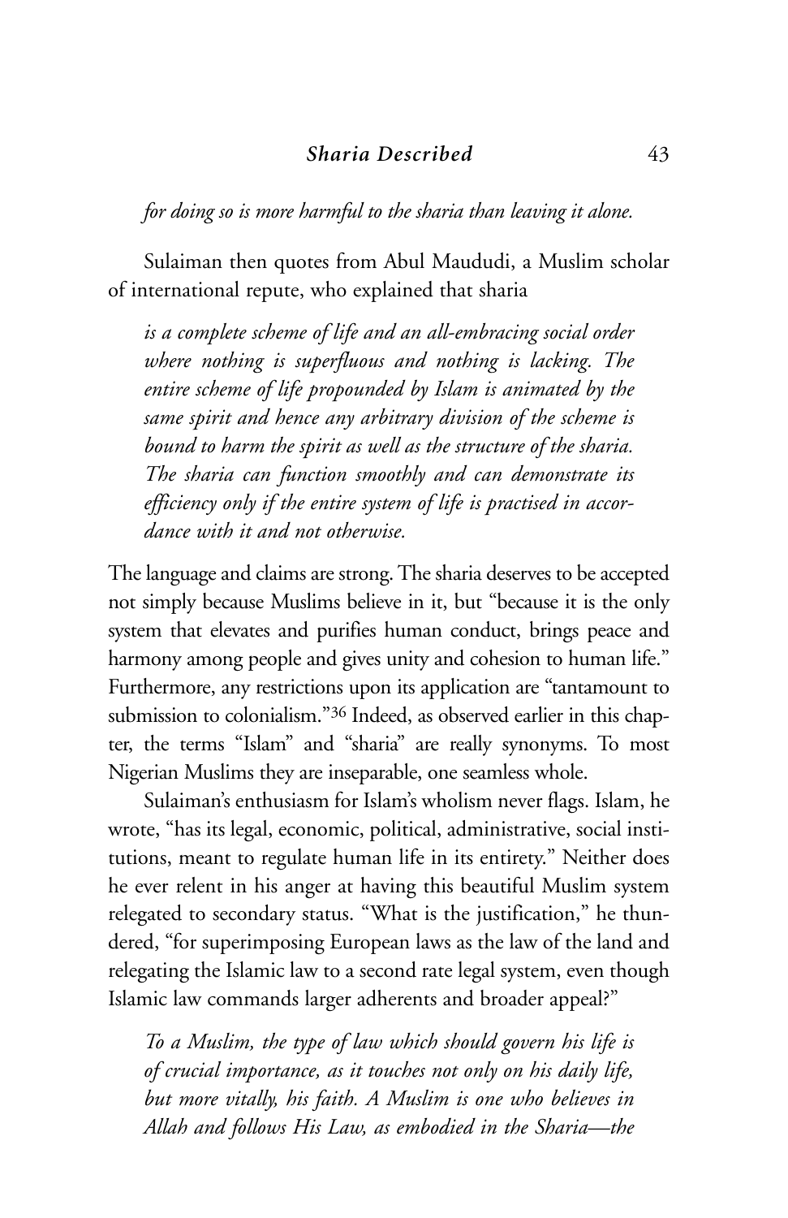*for doing so is more harmful to the sharia than leaving it alone.*

Sulaiman then quotes from Abul Maududi, a Muslim scholar of international repute, who explained that sharia

> *is a complete scheme of life and an all-embracing social order where nothing is superfluous and nothing is lacking. The entire scheme of life propounded by Islam is animated by the same spirit and hence any arbitrary division of the scheme is bound to harm the spirit as well as the structure of the sharia. The sharia can function smoothly and can demonstrate its efficiency only if the entire system of life is practised in accordance with it and not otherwise.*

The language and claims are strong. The sharia deserves to be accepted not simply because Muslims believe in it, but "because it is the only system that elevates and purifies human conduct, brings peace and harmony among people and gives unity and cohesion to human life." Furthermore, any restrictions upon its application are "tantamount to submission to colonialism."[36] Indeed, as observed earlier in this chapter, the terms "Islam" and "sharia" are really synonyms. To most Nigerian Muslims they are inseparable, one seamless whole.

Sulaiman's enthusiasm for Islam's wholism never flags. Islam, he wrote, "has its legal, economic, political, administrative, social institutions, meant to regulate human life in its entirety." Neither does he ever relent in his anger at having this beautiful Muslim system relegated to secondary status. "What is the justification," he thundered, "for superimposing European laws as the law of the land and relegating the Islamic law to a second rate legal system, even though Islamic law commands larger adherents and broader appeal?"

> *To a Muslim, the type of law which should govern his life is of crucial importance, as it touches not only on his daily life, but more vitally, his faith. A Muslim is one who believes in Allah and follows His Law, as embodied in the Sharia—the*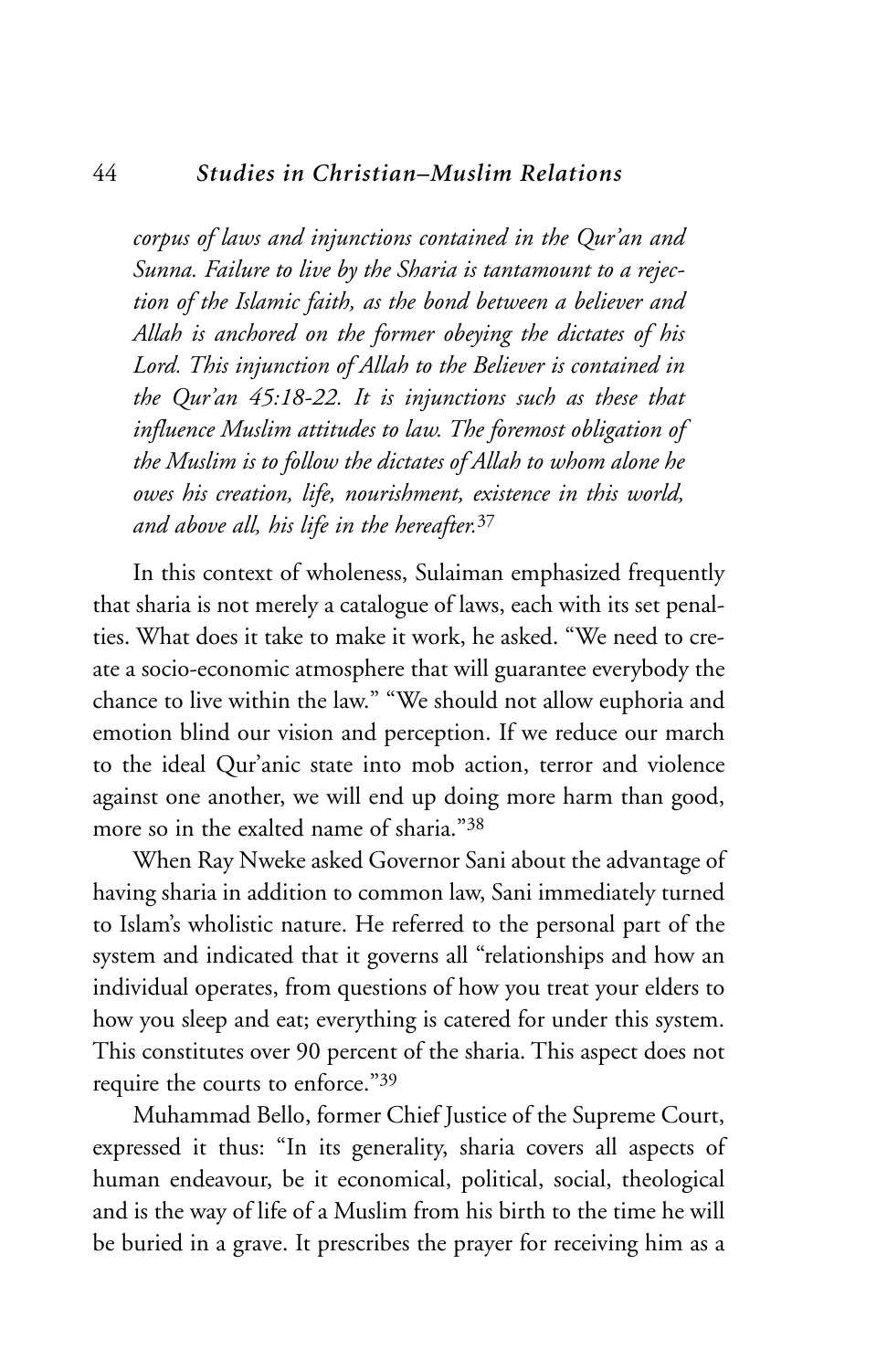*corpus of laws and injunctions contained in the Qur'an and Sunna. Failure to live by the Sharia is tantamount to a rejection of the Islamic faith, as the bond between a believer and Allah is anchored on the former obeying the dictates of his Lord. This injunction of Allah to the Believer is contained in the Qur'an 45:18-22. It is injunctions such as these that influence Muslim attitudes to law. The foremost obligation of the Muslim is to follow the dictates of Allah to whom alone he owes his creation, life, nourishment, existence in this world, and above all, his life in the hereafter.*[37]

In this context of wholeness, Sulaiman emphasized frequently that sharia is not merely a catalogue of laws, each with its set penalties. What does it take to make it work, he asked. "We need to create a socio-economic atmosphere that will guarantee everybody the chance to live within the law." "We should not allow euphoria and emotion blind our vision and perception. If we reduce our march to the ideal Qur'anic state into mob action, terror and violence against one another, we will end up doing more harm than good, more so in the exalted name of sharia."[38]

When Ray Nweke asked Governor Sani about the advantage of having sharia in addition to common law, Sani immediately turned to Islam's wholistic nature. He referred to the personal part of the system and indicated that it governs all "relationships and how an individual operates, from questions of how you treat your elders to how you sleep and eat; everything is catered for under this system. This constitutes over 90 percent of the sharia. This aspect does not require the courts to enforce."[39]

Muhammad Bello, former Chief Justice of the Supreme Court, expressed it thus: "In its generality, sharia covers all aspects of human endeavour, be it economical, political, social, theological and is the way of life of a Muslim from his birth to the time he will be buried in a grave. It prescribes the prayer for receiving him as a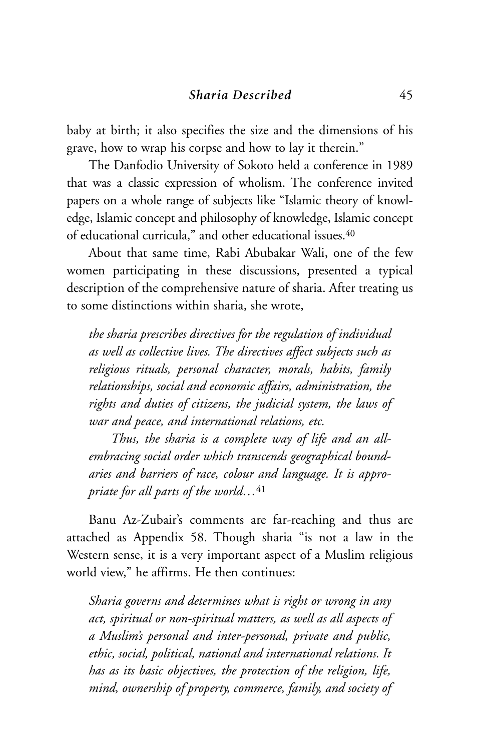baby at birth; it also specifies the size and the dimensions of his grave, how to wrap his corpse and how to lay it therein."

The Danfodio University of Sokoto held a conference in 1989 that was a classic expression of wholism. The conference invited papers on a whole range of subjects like "Islamic theory of knowledge, Islamic concept and philosophy of knowledge, Islamic concept of educational curricula," and other educational issues.[40]

About that same time, Rabi Abubakar Wali, one of the few women participating in these discussions, presented a typical description of the comprehensive nature of sharia. After treating us to some distinctions within sharia, she wrote,

> *the sharia prescribes directives for the regulation of individual as well as collective lives. The directives affect subjects such as religious rituals, personal character, morals, habits, family relationships, social and economic affairs, administration, the rights and duties of citizens, the judicial system, the laws of war and peace, and international relations, etc.*
>
> *Thus, the sharia is a complete way of life and an all-embracing social order which transcends geographical boundaries and barriers of race, colour and language. It is appropriate for all parts of the world…*[41]

Banu Az-Zubair's comments are far-reaching and thus are attached as Appendix 58. Though sharia "is not a law in the Western sense, it is a very important aspect of a Muslim religious world view," he affirms. He then continues:

> *Sharia governs and determines what is right or wrong in any act, spiritual or non-spiritual matters, as well as all aspects of a Muslim's personal and inter-personal, private and public, ethic, social, political, national and international relations. It has as its basic objectives, the protection of the religion, life, mind, ownership of property, commerce, family, and society of*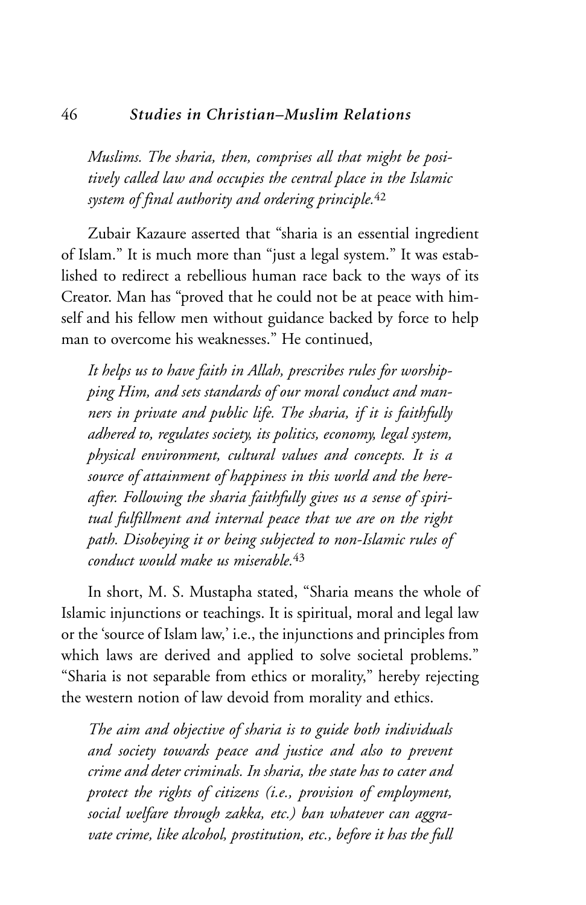*Muslims. The sharia, then, comprises all that might be positively called law and occupies the central place in the Islamic system of final authority and ordering principle.*[42]

Zubair Kazaure asserted that "sharia is an essential ingredient of Islam." It is much more than "just a legal system." It was established to redirect a rebellious human race back to the ways of its Creator. Man has "proved that he could not be at peace with himself and his fellow men without guidance backed by force to help man to overcome his weaknesses." He continued,

> *It helps us to have faith in Allah, prescribes rules for worshipping Him, and sets standards of our moral conduct and manners in private and public life. The sharia, if it is faithfully adhered to, regulates society, its politics, economy, legal system, physical environment, cultural values and concepts. It is a source of attainment of happiness in this world and the hereafter. Following the sharia faithfully gives us a sense of spiritual fulfillment and internal peace that we are on the right path. Disobeying it or being subjected to non-Islamic rules of conduct would make us miserable.*[43]

In short, M. S. Mustapha stated, "Sharia means the whole of Islamic injunctions or teachings. It is spiritual, moral and legal law or the 'source of Islam law,' i.e., the injunctions and principles from which laws are derived and applied to solve societal problems." "Sharia is not separable from ethics or morality," hereby rejecting the western notion of law devoid from morality and ethics.

> *The aim and objective of sharia is to guide both individuals and society towards peace and justice and also to prevent crime and deter criminals. In sharia, the state has to cater and protect the rights of citizens (i.e., provision of employment, social welfare through zakka, etc.) ban whatever can aggravate crime, like alcohol, prostitution, etc., before it has the full*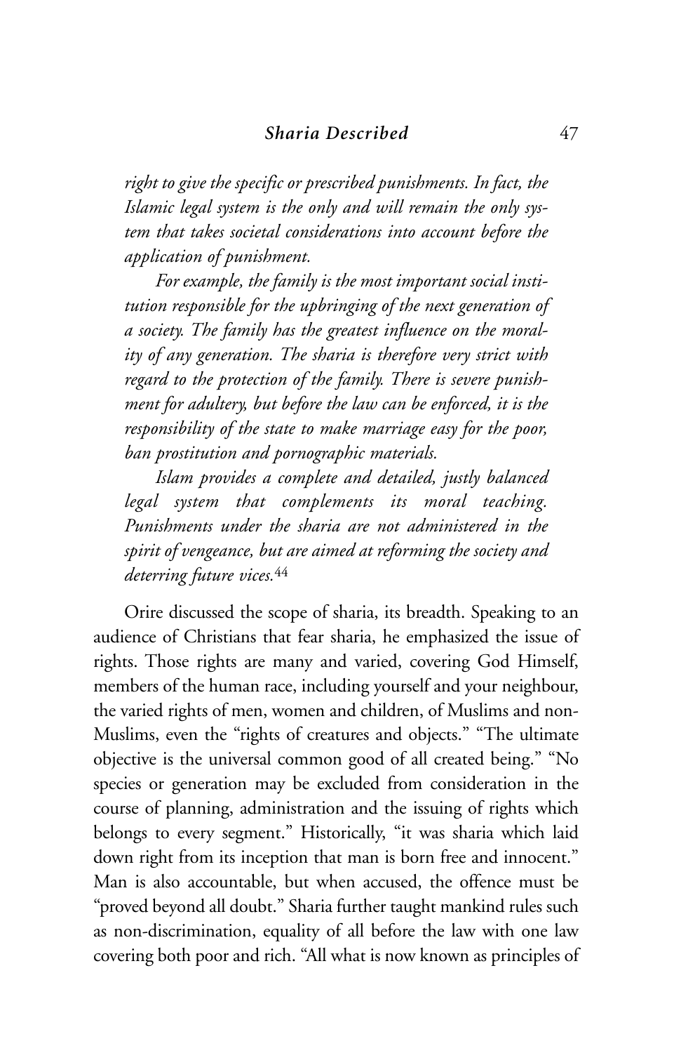*right to give the specific or prescribed punishments. In fact, the Islamic legal system is the only and will remain the only system that takes societal considerations into account before the application of punishment.*

*For example, the family is the most important social institution responsible for the upbringing of the next generation of a society. The family has the greatest influence on the morality of any generation. The sharia is therefore very strict with regard to the protection of the family. There is severe punishment for adultery, but before the law can be enforced, it is the responsibility of the state to make marriage easy for the poor, ban prostitution and pornographic materials.*

*Islam provides a complete and detailed, justly balanced legal system that complements its moral teaching. Punishments under the sharia are not administered in the spirit of vengeance, but are aimed at reforming the society and deterring future vices.*[44]

Orire discussed the scope of sharia, its breadth. Speaking to an audience of Christians that fear sharia, he emphasized the issue of rights. Those rights are many and varied, covering God Himself, members of the human race, including yourself and your neighbour, the varied rights of men, women and children, of Muslims and non-Muslims, even the "rights of creatures and objects." "The ultimate objective is the universal common good of all created being." "No species or generation may be excluded from consideration in the course of planning, administration and the issuing of rights which belongs to every segment." Historically, "it was sharia which laid down right from its inception that man is born free and innocent." Man is also accountable, but when accused, the offence must be "proved beyond all doubt." Sharia further taught mankind rules such as non-discrimination, equality of all before the law with one law covering both poor and rich. "All what is now known as principles of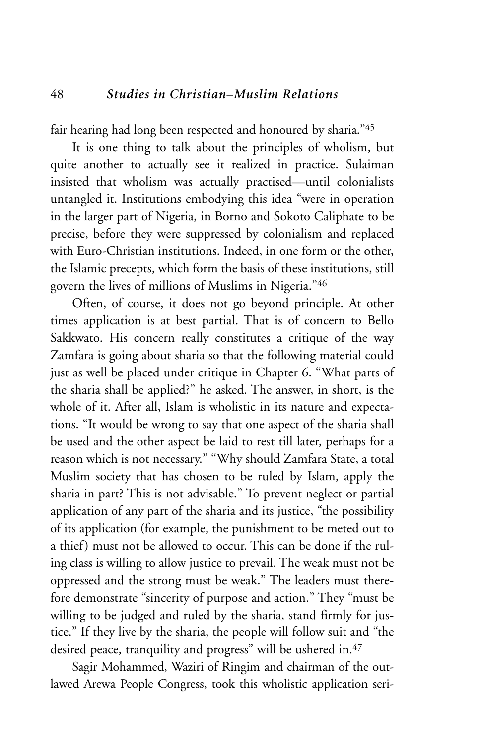fair hearing had long been respected and honoured by sharia."[45]

It is one thing to talk about the principles of wholism, but quite another to actually see it realized in practice. Sulaiman insisted that wholism was actually practised—until colonialists untangled it. Institutions embodying this idea "were in operation in the larger part of Nigeria, in Borno and Sokoto Caliphate to be precise, before they were suppressed by colonialism and replaced with Euro-Christian institutions. Indeed, in one form or the other, the Islamic precepts, which form the basis of these institutions, still govern the lives of millions of Muslims in Nigeria."[46]

Often, of course, it does not go beyond principle. At other times application is at best partial. That is of concern to Bello Sakkwato. His concern really constitutes a critique of the way Zamfara is going about sharia so that the following material could just as well be placed under critique in Chapter 6. "What parts of the sharia shall be applied?" he asked. The answer, in short, is the whole of it. After all, Islam is wholistic in its nature and expectations. "It would be wrong to say that one aspect of the sharia shall be used and the other aspect be laid to rest till later, perhaps for a reason which is not necessary." "Why should Zamfara State, a total Muslim society that has chosen to be ruled by Islam, apply the sharia in part? This is not advisable." To prevent neglect or partial application of any part of the sharia and its justice, "the possibility of its application (for example, the punishment to be meted out to a thief) must not be allowed to occur. This can be done if the ruling class is willing to allow justice to prevail. The weak must not be oppressed and the strong must be weak." The leaders must therefore demonstrate "sincerity of purpose and action." They "must be willing to be judged and ruled by the sharia, stand firmly for justice." If they live by the sharia, the people will follow suit and "the desired peace, tranquility and progress" will be ushered in.[47]

Sagir Mohammed, Waziri of Ringim and chairman of the outlawed Arewa People Congress, took this wholistic application seri-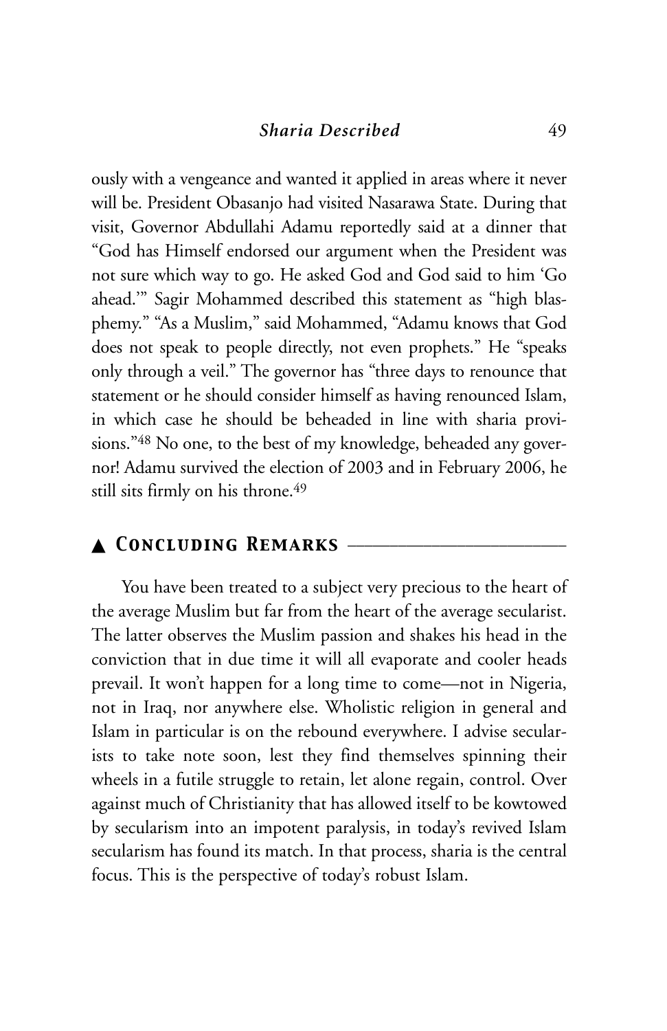ously with a vengeance and wanted it applied in areas where it never will be. President Obasanjo had visited Nasarawa State. During that visit, Governor Abdullahi Adamu reportedly said at a dinner that "God has Himself endorsed our argument when the President was not sure which way to go. He asked God and God said to him 'Go ahead.'" Sagir Mohammed described this statement as "high blasphemy." "As a Muslim," said Mohammed, "Adamu knows that God does not speak to people directly, not even prophets." He "speaks only through a veil." The governor has "three days to renounce that statement or he should consider himself as having renounced Islam, in which case he should be beheaded in line with sharia provisions."[48] No one, to the best of my knowledge, beheaded any governor! Adamu survived the election of 2003 and in February 2006, he still sits firmly on his throne.[49]

## ▲ *Concluding Remarks*

You have been treated to a subject very precious to the heart of the average Muslim but far from the heart of the average secularist. The latter observes the Muslim passion and shakes his head in the conviction that in due time it will all evaporate and cooler heads prevail. It won't happen for a long time to come—not in Nigeria, not in Iraq, nor anywhere else. Wholistic religion in general and Islam in particular is on the rebound everywhere. I advise secularists to take note soon, lest they find themselves spinning their wheels in a futile struggle to retain, let alone regain, control. Over against much of Christianity that has allowed itself to be kowtowed by secularism into an impotent paralysis, in today's revived Islam secularism has found its match. In that process, sharia is the central focus. This is the perspective of today's robust Islam.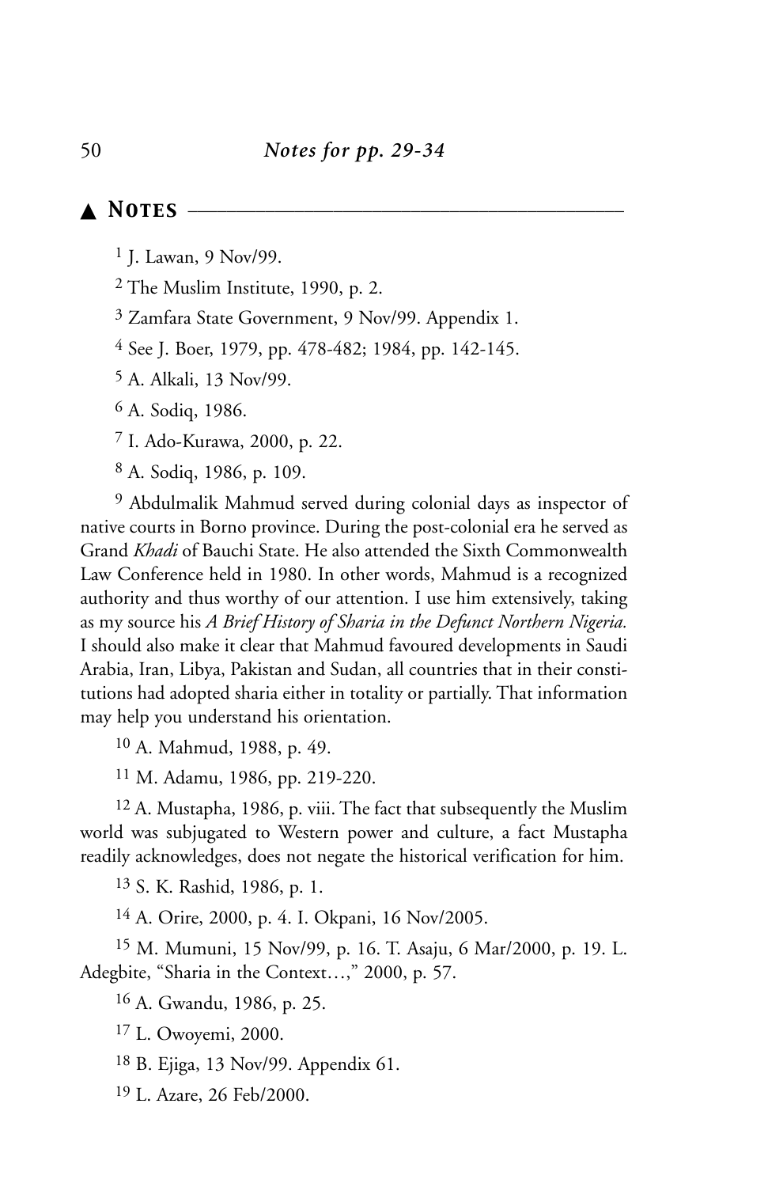## ▲ Notes

[1] J. Lawan, 9 Nov/99.

[2] The Muslim Institute, 1990, p. 2.

[3] Zamfara State Government, 9 Nov/99. Appendix 1.

[4] See J. Boer, 1979, pp. 478-482; 1984, pp. 142-145.

[5] A. Alkali, 13 Nov/99.

[6] A. Sodiq, 1986.

[7] I. Ado-Kurawa, 2000, p. 22.

[8] A. Sodiq, 1986, p. 109.

[9] Abdulmalik Mahmud served during colonial days as inspector of native courts in Borno province. During the post-colonial era he served as Grand *Khadi* of Bauchi State. He also attended the Sixth Commonwealth Law Conference held in 1980. In other words, Mahmud is a recognized authority and thus worthy of our attention. I use him extensively, taking as my source his *A Brief History of Sharia in the Defunct Northern Nigeria.* I should also make it clear that Mahmud favoured developments in Saudi Arabia, Iran, Libya, Pakistan and Sudan, all countries that in their constitutions had adopted sharia either in totality or partially. That information may help you understand his orientation.

[10] A. Mahmud, 1988, p. 49.

[11] M. Adamu, 1986, pp. 219-220.

[12] A. Mustapha, 1986, p. viii. The fact that subsequently the Muslim world was subjugated to Western power and culture, a fact Mustapha readily acknowledges, does not negate the historical verification for him.

[13] S. K. Rashid, 1986, p. 1.

[14] A. Orire, 2000, p. 4. I. Okpani, 16 Nov/2005.

[15] M. Mumuni, 15 Nov/99, p. 16. T. Asaju, 6 Mar/2000, p. 19. L. Adegbite, "Sharia in the Context…," 2000, p. 57.

[16] A. Gwandu, 1986, p. 25.

[17] L. Owoyemi, 2000.

[18] B. Ejiga, 13 Nov/99. Appendix 61.

[19] L. Azare, 26 Feb/2000.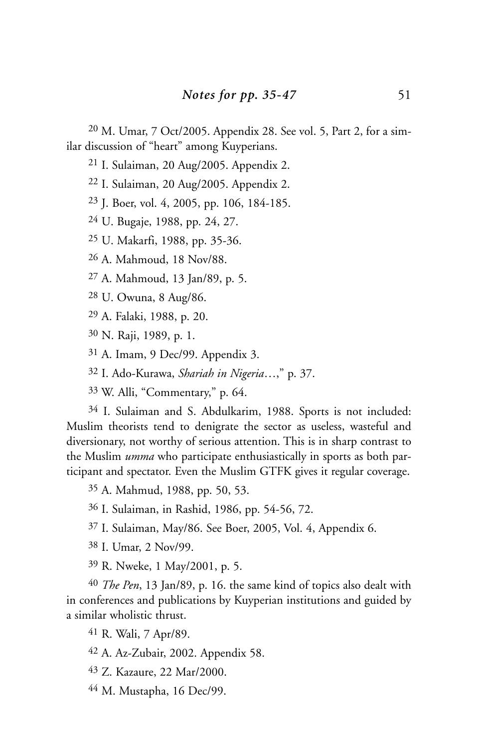[20] M. Umar, 7 Oct/2005. Appendix 28. See vol. 5, Part 2, for a similar discussion of "heart" among Kuyperians.

[21] I. Sulaiman, 20 Aug/2005. Appendix 2.

[22] I. Sulaiman, 20 Aug/2005. Appendix 2.

[23] J. Boer, vol. 4, 2005, pp. 106, 184-185.

[24] U. Bugaje, 1988, pp. 24, 27.

[25] U. Makarfi, 1988, pp. 35-36.

[26] A. Mahmoud, 18 Nov/88.

[27] A. Mahmoud, 13 Jan/89, p. 5.

[28] U. Owuna, 8 Aug/86.

[29] A. Falaki, 1988, p. 20.

[30] N. Raji, 1989, p. 1.

[31] A. Imam, 9 Dec/99. Appendix 3.

[32] I. Ado-Kurawa, *Shariah in Nigeria*…," p. 37.

[33] W. Alli, "Commentary," p. 64.

[34] I. Sulaiman and S. Abdulkarim, 1988. Sports is not included: Muslim theorists tend to denigrate the sector as useless, wasteful and diversionary, not worthy of serious attention. This is in sharp contrast to the Muslim *umma* who participate enthusiastically in sports as both participant and spectator. Even the Muslim GTFK gives it regular coverage.

[35] A. Mahmud, 1988, pp. 50, 53.

[36] I. Sulaiman, in Rashid, 1986, pp. 54-56, 72.

[37] I. Sulaiman, May/86. See Boer, 2005, Vol. 4, Appendix 6.

[38] I. Umar, 2 Nov/99.

[39] R. Nweke, 1 May/2001, p. 5.

[40] *The Pen*, 13 Jan/89, p. 16. the same kind of topics also dealt with in conferences and publications by Kuyperian institutions and guided by a similar wholistic thrust.

[41] R. Wali, 7 Apr/89.

[42] A. Az-Zubair, 2002. Appendix 58.

[43] Z. Kazaure, 22 Mar/2000.

[44] M. Mustapha, 16 Dec/99.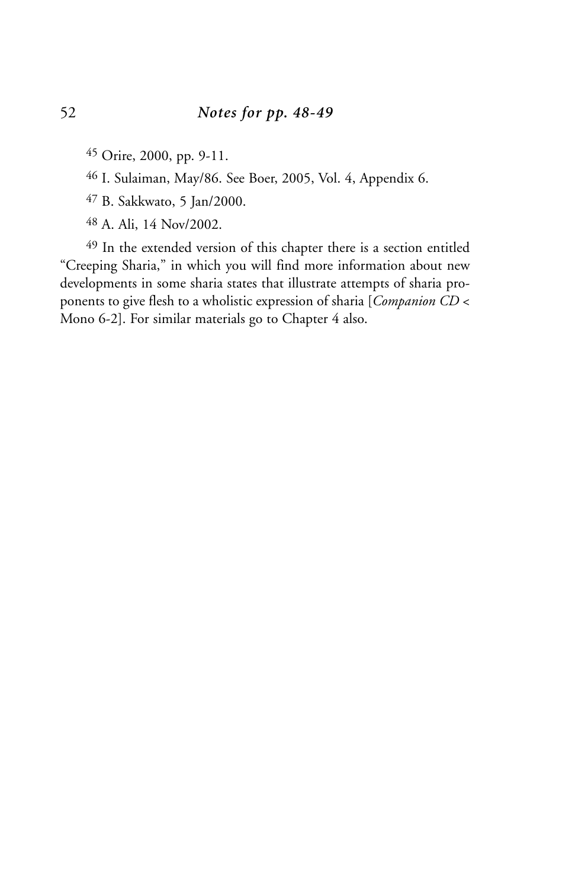## *Notes for pp. 48-49*

[45] Orire, 2000, pp. 9-11.

[46] I. Sulaiman, May/86. See Boer, 2005, Vol. 4, Appendix 6.

[47] B. Sakkwato, 5 Jan/2000.

[48] A. Ali, 14 Nov/2002.

[49] In the extended version of this chapter there is a section entitled "Creeping Sharia," in which you will find more information about new developments in some sharia states that illustrate attempts of sharia proponents to give flesh to a wholistic expression of sharia [*Companion CD* < Mono 6-2]. For similar materials go to Chapter 4 also.